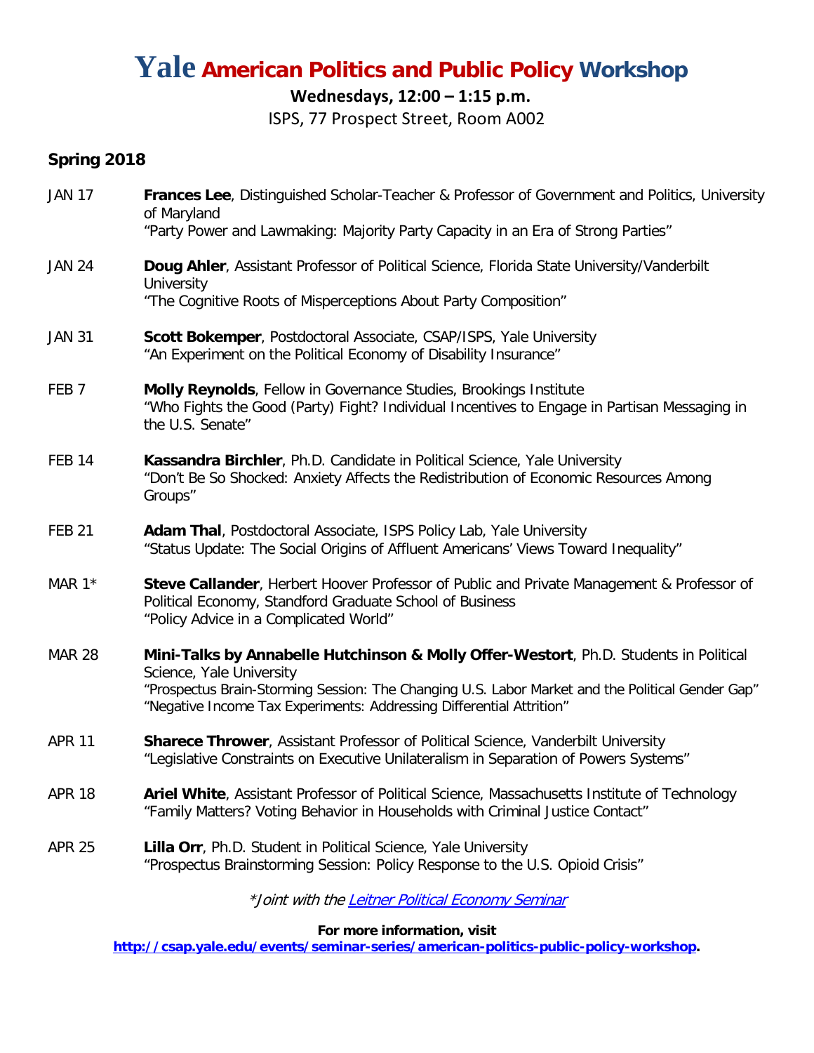# Yale American Politics and Public Policy Workshop

**Wednesdays, 12:00 – 1:15 p.m.**

ISPS, 77 Prospect Street, Room A002

## Spring 2018

JAN 17 **Frances Lee**, Distinguished Scholar-Teacher & Professor of Government and Politics, University of Maryland
"Party Power and Lawmaking: Majority Party Capacity in an Era of Strong Parties"

JAN 24 **Doug Ahler**, Assistant Professor of Political Science, Florida State University/Vanderbilt University
"The Cognitive Roots of Misperceptions About Party Composition"

JAN 31 **Scott Bokemper**, Postdoctoral Associate, CSAP/ISPS, Yale University
"An Experiment on the Political Economy of Disability Insurance"

FEB 7 **Molly Reynolds**, Fellow in Governance Studies, Brookings Institute
"Who Fights the Good (Party) Fight? Individual Incentives to Engage in Partisan Messaging in the U.S. Senate"

FEB 14 **Kassandra Birchler**, Ph.D. Candidate in Political Science, Yale University
"Don't Be So Shocked: Anxiety Affects the Redistribution of Economic Resources Among Groups"

FEB 21 **Adam Thal**, Postdoctoral Associate, ISPS Policy Lab, Yale University
"Status Update: The Social Origins of Affluent Americans' Views Toward Inequality"

MAR 1* **Steve Callander**, Herbert Hoover Professor of Public and Private Management & Professor of Political Economy, Standford Graduate School of Business
"Policy Advice in a Complicated World"

MAR 28 **Mini-Talks by Annabelle Hutchinson & Molly Offer-Westort**, Ph.D. Students in Political Science, Yale University
"Prospectus Brain-Storming Session: The Changing U.S. Labor Market and the Political Gender Gap"
"Negative Income Tax Experiments: Addressing Differential Attrition"

APR 11 **Sharece Thrower**, Assistant Professor of Political Science, Vanderbilt University
"Legislative Constraints on Executive Unilateralism in Separation of Powers Systems"

APR 18 **Ariel White**, Assistant Professor of Political Science, Massachusetts Institute of Technology
"Family Matters? Voting Behavior in Households with Criminal Justice Contact"

APR 25 **Lilla Orr**, Ph.D. Student in Political Science, Yale University
"Prospectus Brainstorming Session: Policy Response to the U.S. Opioid Crisis"

*Joint with the [Leitner Political Economy Seminar]*

**For more information, visit**
**http://csap.yale.edu/events/seminar-series/american-politics-public-policy-workshop.**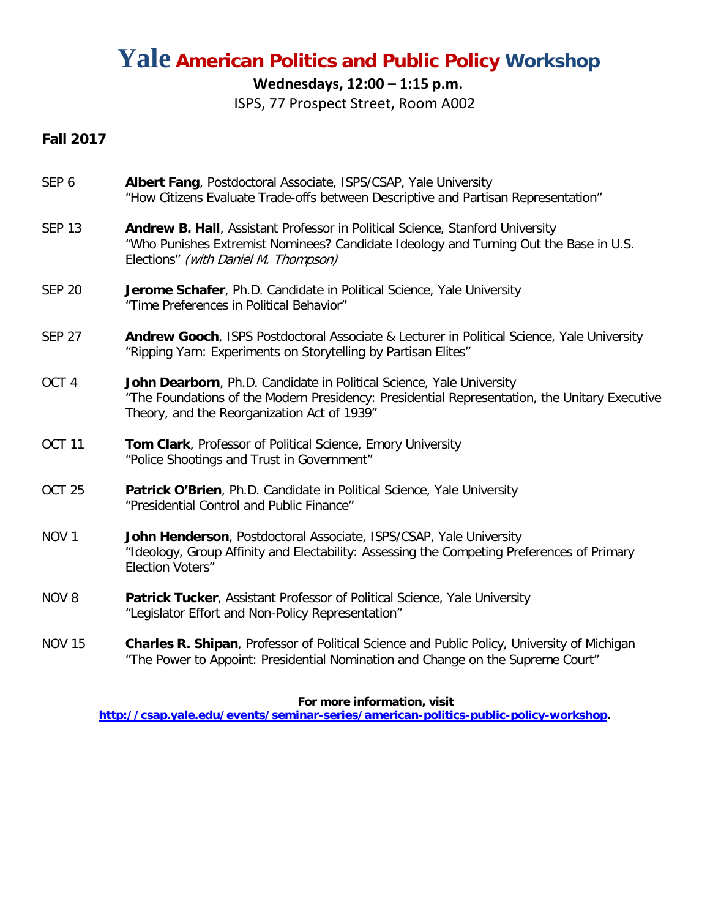# Yale American Politics and Public Policy Workshop

**Wednesdays, 12:00 – 1:15 p.m.**

ISPS, 77 Prospect Street, Room A002

**Fall 2017**

SEP 6 **Albert Fang**, Postdoctoral Associate, ISPS/CSAP, Yale University
"How Citizens Evaluate Trade-offs between Descriptive and Partisan Representation"

SEP 13 **Andrew B. Hall**, Assistant Professor in Political Science, Stanford University
"Who Punishes Extremist Nominees? Candidate Ideology and Turning Out the Base in U.S. Elections" *(with Daniel M. Thompson)*

SEP 20 **Jerome Schafer**, Ph.D. Candidate in Political Science, Yale University
"Time Preferences in Political Behavior"

SEP 27 **Andrew Gooch**, ISPS Postdoctoral Associate & Lecturer in Political Science, Yale University
"Ripping Yarn: Experiments on Storytelling by Partisan Elites"

OCT 4 **John Dearborn**, Ph.D. Candidate in Political Science, Yale University
"The Foundations of the Modern Presidency: Presidential Representation, the Unitary Executive Theory, and the Reorganization Act of 1939"

OCT 11 **Tom Clark**, Professor of Political Science, Emory University
"Police Shootings and Trust in Government"

OCT 25 **Patrick O'Brien**, Ph.D. Candidate in Political Science, Yale University
"Presidential Control and Public Finance"

NOV 1 **John Henderson**, Postdoctoral Associate, ISPS/CSAP, Yale University
"Ideology, Group Affinity and Electability: Assessing the Competing Preferences of Primary Election Voters"

NOV 8 **Patrick Tucker**, Assistant Professor of Political Science, Yale University
"Legislator Effort and Non-Policy Representation"

NOV 15 **Charles R. Shipan**, Professor of Political Science and Public Policy, University of Michigan
"The Power to Appoint: Presidential Nomination and Change on the Supreme Court"

**For more information, visit**
**http://csap.yale.edu/events/seminar-series/american-politics-public-policy-workshop.**